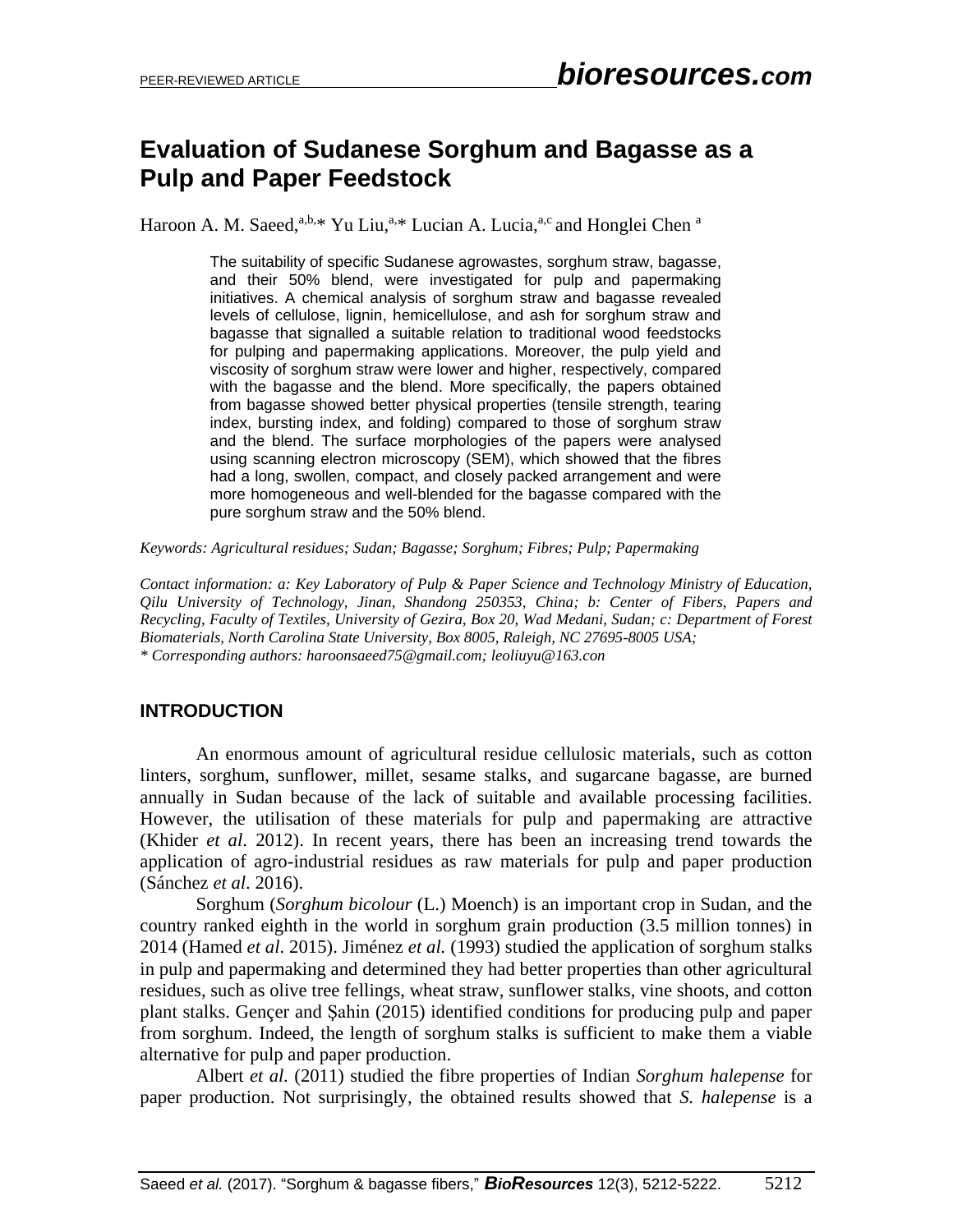# Evaluation of Sudanese Sorghum and Bagasse as a Pulp and Paper Feedstock

Haroon A. M. Saeed,[a,b,*] Yu Liu,[a,*] Lucian A. Lucia,[a,c] and Honglei Chen [a]

The suitability of specific Sudanese agrowastes, sorghum straw, bagasse, and their 50% blend, were investigated for pulp and papermaking initiatives. A chemical analysis of sorghum straw and bagasse revealed levels of cellulose, lignin, hemicellulose, and ash for sorghum straw and bagasse that signalled a suitable relation to traditional wood feedstocks for pulping and papermaking applications. Moreover, the pulp yield and viscosity of sorghum straw were lower and higher, respectively, compared with the bagasse and the blend. More specifically, the papers obtained from bagasse showed better physical properties (tensile strength, tearing index, bursting index, and folding) compared to those of sorghum straw and the blend. The surface morphologies of the papers were analysed using scanning electron microscopy (SEM), which showed that the fibres had a long, swollen, compact, and closely packed arrangement and were more homogeneous and well-blended for the bagasse compared with the pure sorghum straw and the 50% blend.

*Keywords: Agricultural residues; Sudan; Bagasse; Sorghum; Fibres; Pulp; Papermaking*

*Contact information: a: Key Laboratory of Pulp & Paper Science and Technology Ministry of Education, Qilu University of Technology, Jinan, Shandong 250353, China; b: Center of Fibers, Papers and Recycling, Faculty of Textiles, University of Gezira, Box 20, Wad Medani, Sudan; c: Department of Forest Biomaterials, North Carolina State University, Box 8005, Raleigh, NC 27695-8005 USA;*
*\* Corresponding authors: haroonsaeed75@gmail.com; leoliuyu@163.con*

## INTRODUCTION

An enormous amount of agricultural residue cellulosic materials, such as cotton linters, sorghum, sunflower, millet, sesame stalks, and sugarcane bagasse, are burned annually in Sudan because of the lack of suitable and available processing facilities. However, the utilisation of these materials for pulp and papermaking are attractive (Khider *et al*. 2012). In recent years, there has been an increasing trend towards the application of agro-industrial residues as raw materials for pulp and paper production (Sánchez *et al*. 2016).

Sorghum (*Sorghum bicolour* (L.) Moench) is an important crop in Sudan, and the country ranked eighth in the world in sorghum grain production (3.5 million tonnes) in 2014 (Hamed *et al*. 2015). Jiménez *et al.* (1993) studied the application of sorghum stalks in pulp and papermaking and determined they had better properties than other agricultural residues, such as olive tree fellings, wheat straw, sunflower stalks, vine shoots, and cotton plant stalks. Gençer and Şahin (2015) identified conditions for producing pulp and paper from sorghum. Indeed, the length of sorghum stalks is sufficient to make them a viable alternative for pulp and paper production.

Albert *et al.* (2011) studied the fibre properties of Indian *Sorghum halepense* for paper production. Not surprisingly, the obtained results showed that *S. halepense* is a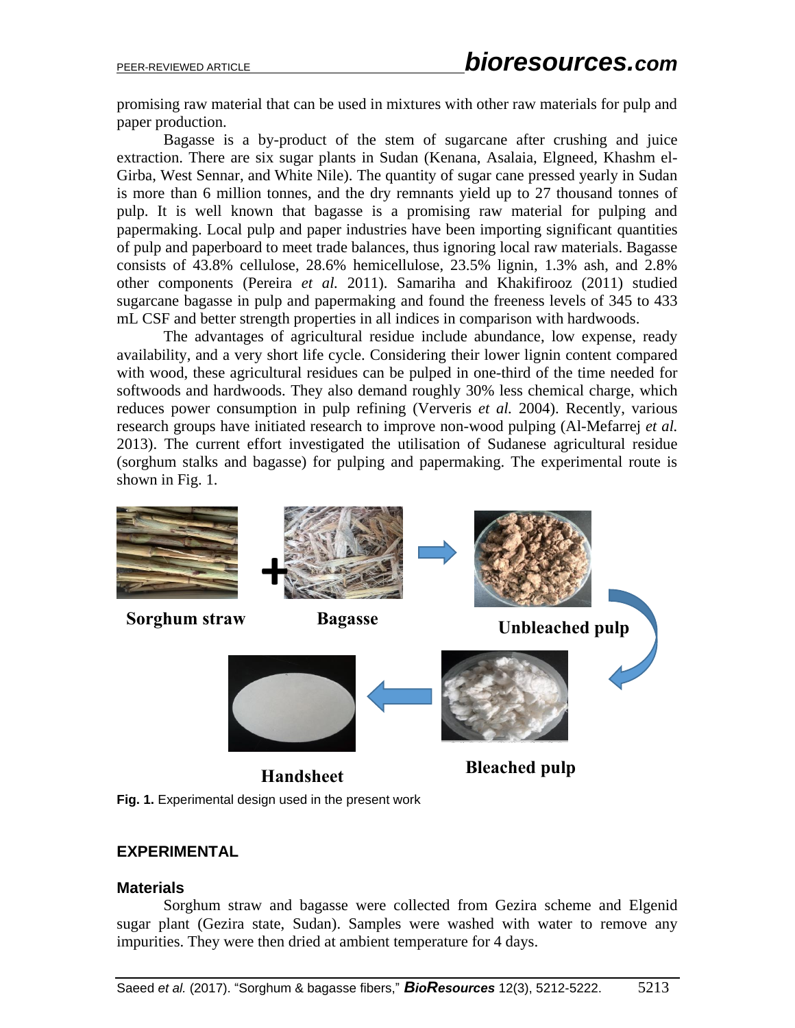promising raw material that can be used in mixtures with other raw materials for pulp and paper production.

Bagasse is a by-product of the stem of sugarcane after crushing and juice extraction. There are six sugar plants in Sudan (Kenana, Asalaia, Elgneed, Khashm el-Girba, West Sennar, and White Nile). The quantity of sugar cane pressed yearly in Sudan is more than 6 million tonnes, and the dry remnants yield up to 27 thousand tonnes of pulp. It is well known that bagasse is a promising raw material for pulping and papermaking. Local pulp and paper industries have been importing significant quantities of pulp and paperboard to meet trade balances, thus ignoring local raw materials. Bagasse consists of 43.8% cellulose, 28.6% hemicellulose, 23.5% lignin, 1.3% ash, and 2.8% other components (Pereira *et al.* 2011). Samariha and Khakifirooz (2011) studied sugarcane bagasse in pulp and papermaking and found the freeness levels of 345 to 433 mL CSF and better strength properties in all indices in comparison with hardwoods.

The advantages of agricultural residue include abundance, low expense, ready availability, and a very short life cycle. Considering their lower lignin content compared with wood, these agricultural residues can be pulped in one-third of the time needed for softwoods and hardwoods. They also demand roughly 30% less chemical charge, which reduces power consumption in pulp refining (Ververis *et al.* 2004). Recently, various research groups have initiated research to improve non-wood pulping (Al-Mefarrej *et al.* 2013). The current effort investigated the utilisation of Sudanese agricultural residue (sorghum stalks and bagasse) for pulping and papermaking. The experimental route is shown in Fig. 1.

Sorghum straw + Bagasse → Unbleached pulp → Bleached pulp → Handsheet

**Fig. 1.** Experimental design used in the present work

## EXPERIMENTAL

### Materials

Sorghum straw and bagasse were collected from Gezira scheme and Elgenid sugar plant (Gezira state, Sudan). Samples were washed with water to remove any impurities. They were then dried at ambient temperature for 4 days.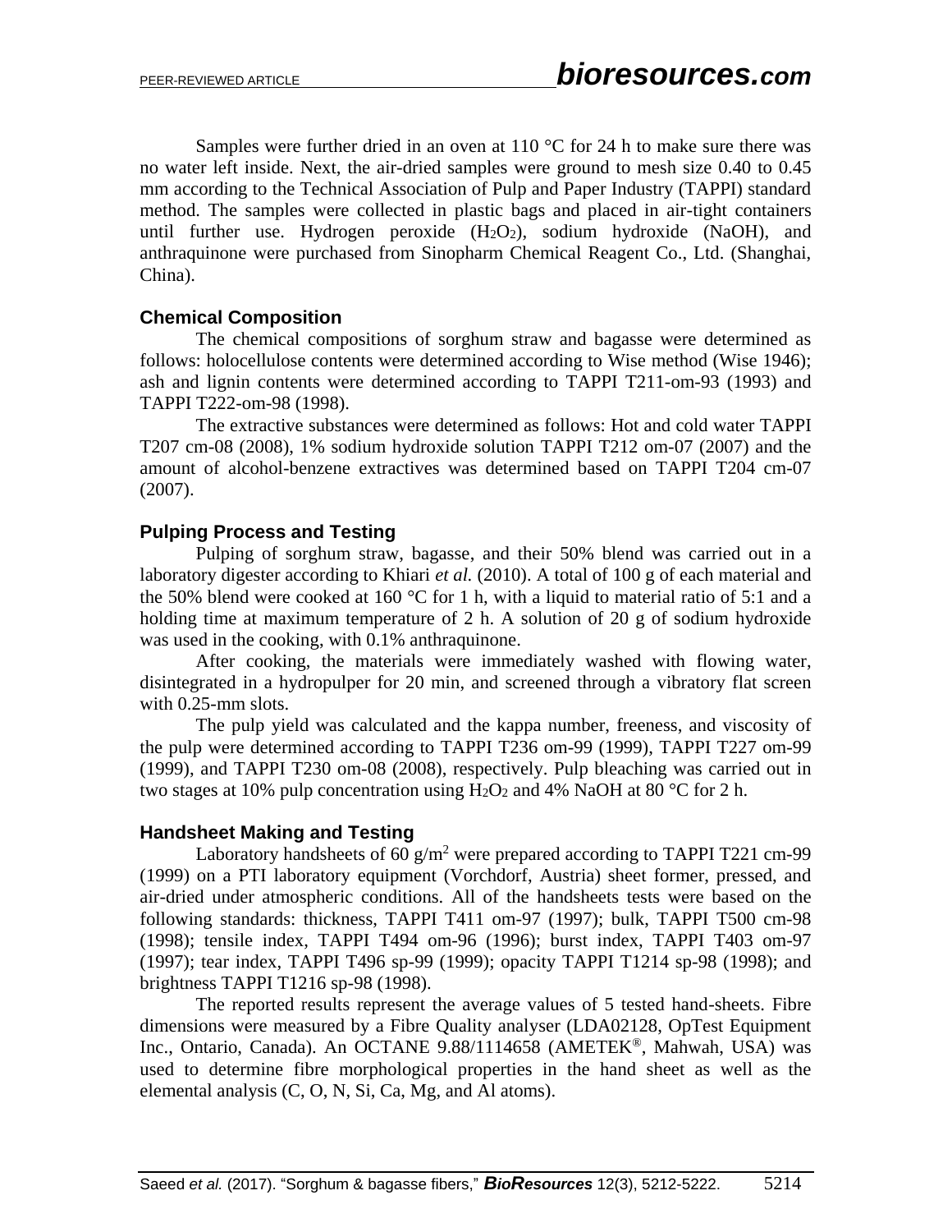Samples were further dried in an oven at 110 °C for 24 h to make sure there was no water left inside. Next, the air-dried samples were ground to mesh size 0.40 to 0.45 mm according to the Technical Association of Pulp and Paper Industry (TAPPI) standard method. The samples were collected in plastic bags and placed in air-tight containers until further use. Hydrogen peroxide ($H_2O_2$), sodium hydroxide (NaOH), and anthraquinone were purchased from Sinopharm Chemical Reagent Co., Ltd. (Shanghai, China).

### Chemical Composition

The chemical compositions of sorghum straw and bagasse were determined as follows: holocellulose contents were determined according to Wise method (Wise 1946); ash and lignin contents were determined according to TAPPI T211-om-93 (1993) and TAPPI T222-om-98 (1998).

The extractive substances were determined as follows: Hot and cold water TAPPI T207 cm-08 (2008), 1% sodium hydroxide solution TAPPI T212 om-07 (2007) and the amount of alcohol-benzene extractives was determined based on TAPPI T204 cm-07 (2007).

### Pulping Process and Testing

Pulping of sorghum straw, bagasse, and their 50% blend was carried out in a laboratory digester according to Khiari *et al.* (2010). A total of 100 g of each material and the 50% blend were cooked at 160 °C for 1 h, with a liquid to material ratio of 5:1 and a holding time at maximum temperature of 2 h. A solution of 20 g of sodium hydroxide was used in the cooking, with 0.1% anthraquinone.

After cooking, the materials were immediately washed with flowing water, disintegrated in a hydropulper for 20 min, and screened through a vibratory flat screen with 0.25-mm slots.

The pulp yield was calculated and the kappa number, freeness, and viscosity of the pulp were determined according to TAPPI T236 om-99 (1999), TAPPI T227 om-99 (1999), and TAPPI T230 om-08 (2008), respectively. Pulp bleaching was carried out in two stages at 10% pulp concentration using $H_2O_2$ and 4% NaOH at 80 °C for 2 h.

### Handsheet Making and Testing

Laboratory handsheets of 60 $g/m^2$ were prepared according to TAPPI T221 cm-99 (1999) on a PTI laboratory equipment (Vorchdorf, Austria) sheet former, pressed, and air-dried under atmospheric conditions. All of the handsheets tests were based on the following standards: thickness, TAPPI T411 om-97 (1997); bulk, TAPPI T500 cm-98 (1998); tensile index, TAPPI T494 om-96 (1996); burst index, TAPPI T403 om-97 (1997); tear index, TAPPI T496 sp-99 (1999); opacity TAPPI T1214 sp-98 (1998); and brightness TAPPI T1216 sp-98 (1998).

The reported results represent the average values of 5 tested hand-sheets. Fibre dimensions were measured by a Fibre Quality analyser (LDA02128, OpTest Equipment Inc., Ontario, Canada). An OCTANE 9.88/1114658 (AMETEK®, Mahwah, USA) was used to determine fibre morphological properties in the hand sheet as well as the elemental analysis (C, O, N, Si, Ca, Mg, and Al atoms).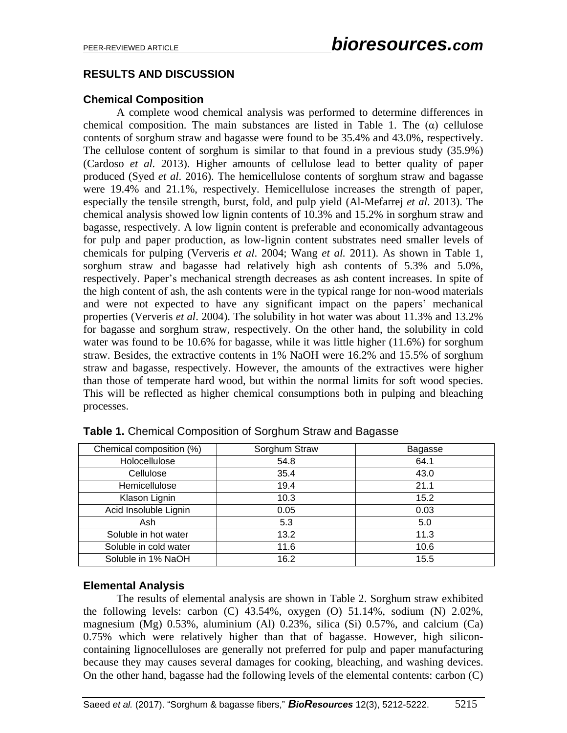## RESULTS AND DISCUSSION

### Chemical Composition

A complete wood chemical analysis was performed to determine differences in chemical composition. The main substances are listed in Table 1. The (α) cellulose contents of sorghum straw and bagasse were found to be 35.4% and 43.0%, respectively. The cellulose content of sorghum is similar to that found in a previous study (35.9%) (Cardoso *et al.* 2013). Higher amounts of cellulose lead to better quality of paper produced (Syed *et al*. 2016). The hemicellulose contents of sorghum straw and bagasse were 19.4% and 21.1%, respectively. Hemicellulose increases the strength of paper, especially the tensile strength, burst, fold, and pulp yield (Al-Mefarrej *et al*. 2013). The chemical analysis showed low lignin contents of 10.3% and 15.2% in sorghum straw and bagasse, respectively. A low lignin content is preferable and economically advantageous for pulp and paper production, as low-lignin content substrates need smaller levels of chemicals for pulping (Ververis *et al*. 2004; Wang *et al.* 2011). As shown in Table 1, sorghum straw and bagasse had relatively high ash contents of 5.3% and 5.0%, respectively. Paper's mechanical strength decreases as ash content increases. In spite of the high content of ash, the ash contents were in the typical range for non-wood materials and were not expected to have any significant impact on the papers' mechanical properties (Ververis *et al*. 2004). The solubility in hot water was about 11.3% and 13.2% for bagasse and sorghum straw, respectively. On the other hand, the solubility in cold water was found to be 10.6% for bagasse, while it was little higher (11.6%) for sorghum straw. Besides, the extractive contents in 1% NaOH were 16.2% and 15.5% of sorghum straw and bagasse, respectively. However, the amounts of the extractives were higher than those of temperate hard wood, but within the normal limits for soft wood species. This will be reflected as higher chemical consumptions both in pulping and bleaching processes.

**Table 1.** Chemical Composition of Sorghum Straw and Bagasse

| Chemical composition (%) | Sorghum Straw | Bagasse |
|---|---|---|
| Holocellulose | 54.8 | 64.1 |
| Cellulose | 35.4 | 43.0 |
| Hemicellulose | 19.4 | 21.1 |
| Klason Lignin | 10.3 | 15.2 |
| Acid Insoluble Lignin | 0.05 | 0.03 |
| Ash | 5.3 | 5.0 |
| Soluble in hot water | 13.2 | 11.3 |
| Soluble in cold water | 11.6 | 10.6 |
| Soluble in 1% NaOH | 16.2 | 15.5 |

### Elemental Analysis

The results of elemental analysis are shown in Table 2. Sorghum straw exhibited the following levels: carbon (C) 43.54%, oxygen (O) 51.14%, sodium (N) 2.02%, magnesium (Mg) 0.53%, aluminium (Al) 0.23%, silica (Si) 0.57%, and calcium (Ca) 0.75% which were relatively higher than that of bagasse. However, high silicon-containing lignocelluloses are generally not preferred for pulp and paper manufacturing because they may causes several damages for cooking, bleaching, and washing devices. On the other hand, bagasse had the following levels of the elemental contents: carbon (C)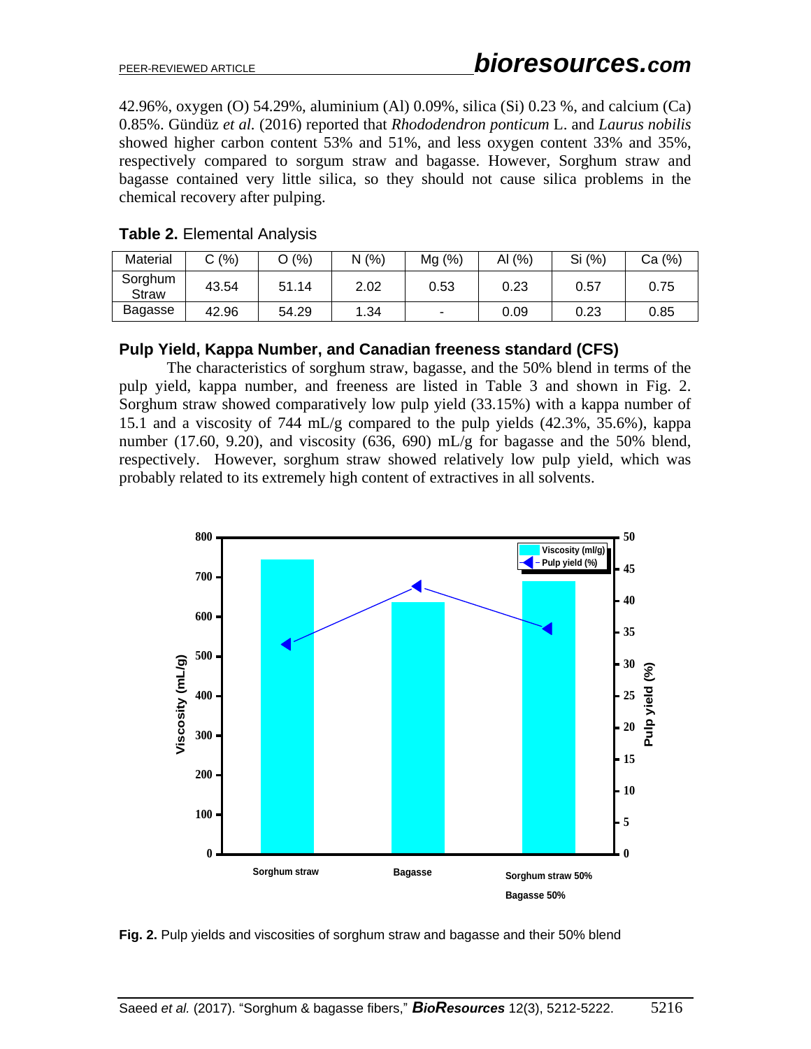42.96%, oxygen (O) 54.29%, aluminium (Al) 0.09%, silica (Si) 0.23 %, and calcium (Ca) 0.85%. Gündüz *et al.* (2016) reported that *Rhododendron ponticum* L. and *Laurus nobilis* showed higher carbon content 53% and 51%, and less oxygen content 33% and 35%, respectively compared to sorgum straw and bagasse. However, Sorghum straw and bagasse contained very little silica, so they should not cause silica problems in the chemical recovery after pulping.

**Table 2.** Elemental Analysis

| Material | C (%) | O (%) | N (%) | Mg (%) | Al (%) | Si (%) | Ca (%) |
|---|---|---|---|---|---|---|---|
| Sorghum Straw | 43.54 | 51.14 | 2.02 | 0.53 | 0.23 | 0.57 | 0.75 |
| Bagasse | 42.96 | 54.29 | 1.34 | - | 0.09 | 0.23 | 0.85 |

### Pulp Yield, Kappa Number, and Canadian freeness standard (CFS)

The characteristics of sorghum straw, bagasse, and the 50% blend in terms of the pulp yield, kappa number, and freeness are listed in Table 3 and shown in Fig. 2. Sorghum straw showed comparatively low pulp yield (33.15%) with a kappa number of 15.1 and a viscosity of 744 mL/g compared to the pulp yields (42.3%, 35.6%), kappa number (17.60, 9.20), and viscosity (636, 690) mL/g for bagasse and the 50% blend, respectively. However, sorghum straw showed relatively low pulp yield, which was probably related to its extremely high content of extractives in all solvents.

**Fig. 2.** Pulp yields and viscosities of sorghum straw and bagasse and their 50% blend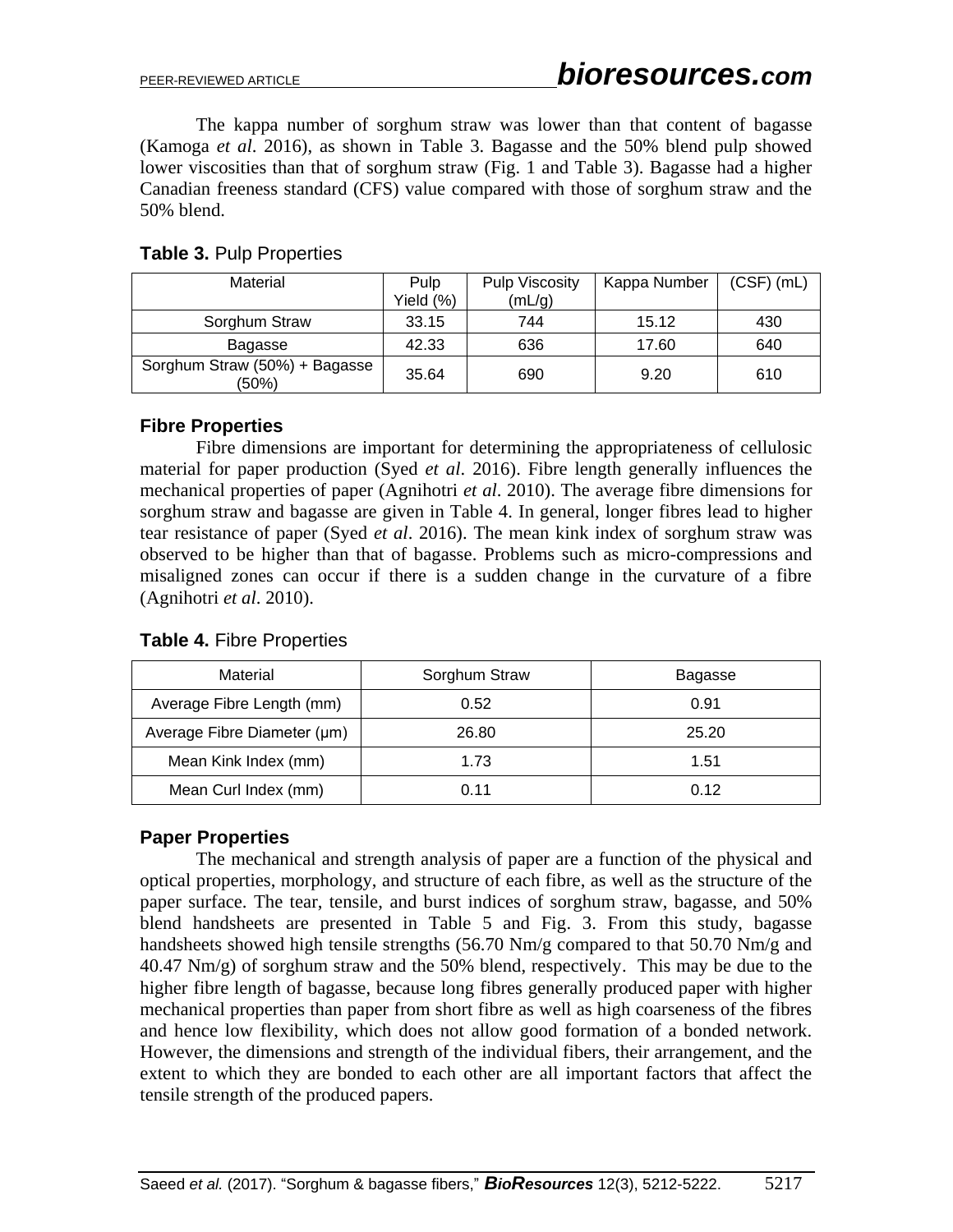The kappa number of sorghum straw was lower than that content of bagasse (Kamoga *et al*. 2016), as shown in Table 3. Bagasse and the 50% blend pulp showed lower viscosities than that of sorghum straw (Fig. 1 and Table 3). Bagasse had a higher Canadian freeness standard (CFS) value compared with those of sorghum straw and the 50% blend.

**Table 3.** Pulp Properties

| Material | Pulp Yield (%) | Pulp Viscosity (mL/g) | Kappa Number | (CSF) (mL) |
|---|---|---|---|---|
| Sorghum Straw | 33.15 | 744 | 15.12 | 430 |
| Bagasse | 42.33 | 636 | 17.60 | 640 |
| Sorghum Straw (50%) + Bagasse (50%) | 35.64 | 690 | 9.20 | 610 |

### Fibre Properties

Fibre dimensions are important for determining the appropriateness of cellulosic material for paper production (Syed *et al*. 2016). Fibre length generally influences the mechanical properties of paper (Agnihotri *et al*. 2010). The average fibre dimensions for sorghum straw and bagasse are given in Table 4. In general, longer fibres lead to higher tear resistance of paper (Syed *et al*. 2016). The mean kink index of sorghum straw was observed to be higher than that of bagasse. Problems such as micro-compressions and misaligned zones can occur if there is a sudden change in the curvature of a fibre (Agnihotri *et al*. 2010).

**Table 4.** Fibre Properties

| Material | Sorghum Straw | Bagasse |
|---|---|---|
| Average Fibre Length (mm) | 0.52 | 0.91 |
| Average Fibre Diameter (μm) | 26.80 | 25.20 |
| Mean Kink Index (mm) | 1.73 | 1.51 |
| Mean Curl Index (mm) | 0.11 | 0.12 |

### Paper Properties

The mechanical and strength analysis of paper are a function of the physical and optical properties, morphology, and structure of each fibre, as well as the structure of the paper surface. The tear, tensile, and burst indices of sorghum straw, bagasse, and 50% blend handsheets are presented in Table 5 and Fig. 3. From this study, bagasse handsheets showed high tensile strengths (56.70 Nm/g compared to that 50.70 Nm/g and 40.47 Nm/g) of sorghum straw and the 50% blend, respectively. This may be due to the higher fibre length of bagasse, because long fibres generally produced paper with higher mechanical properties than paper from short fibre as well as high coarseness of the fibres and hence low flexibility, which does not allow good formation of a bonded network. However, the dimensions and strength of the individual fibers, their arrangement, and the extent to which they are bonded to each other are all important factors that affect the tensile strength of the produced papers.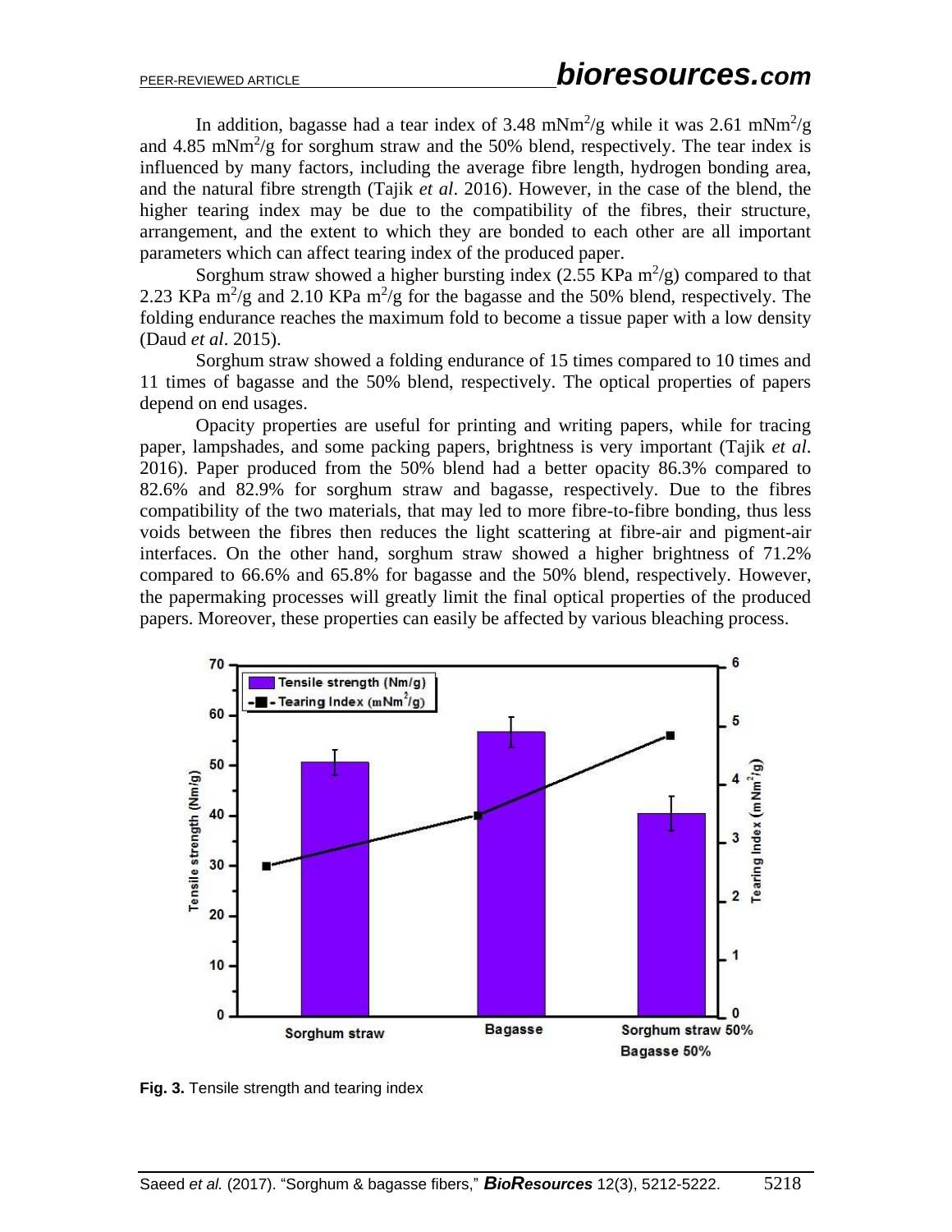In addition, bagasse had a tear index of 3.48 $mNm^2/g$ while it was 2.61 $mNm^2/g$ and 4.85 $mNm^2/g$ for sorghum straw and the 50% blend, respectively. The tear index is influenced by many factors, including the average fibre length, hydrogen bonding area, and the natural fibre strength (Tajik *et al*. 2016). However, in the case of the blend, the higher tearing index may be due to the compatibility of the fibres, their structure, arrangement, and the extent to which they are bonded to each other are all important parameters which can affect tearing index of the produced paper.

Sorghum straw showed a higher bursting index (2.55 KPa $m^2/g$) compared to that 2.23 KPa $m^2/g$ and 2.10 KPa $m^2/g$ for the bagasse and the 50% blend, respectively. The folding endurance reaches the maximum fold to become a tissue paper with a low density (Daud *et al*. 2015).

Sorghum straw showed a folding endurance of 15 times compared to 10 times and 11 times of bagasse and the 50% blend, respectively. The optical properties of papers depend on end usages.

Opacity properties are useful for printing and writing papers, while for tracing paper, lampshades, and some packing papers, brightness is very important (Tajik *et al*. 2016). Paper produced from the 50% blend had a better opacity 86.3% compared to 82.6% and 82.9% for sorghum straw and bagasse, respectively. Due to the fibres compatibility of the two materials, that may led to more fibre-to-fibre bonding, thus less voids between the fibres then reduces the light scattering at fibre-air and pigment-air interfaces. On the other hand, sorghum straw showed a higher brightness of 71.2% compared to 66.6% and 65.8% for bagasse and the 50% blend, respectively. However, the papermaking processes will greatly limit the final optical properties of the produced papers. Moreover, these properties can easily be affected by various bleaching process.

**Fig. 3.** Tensile strength and tearing index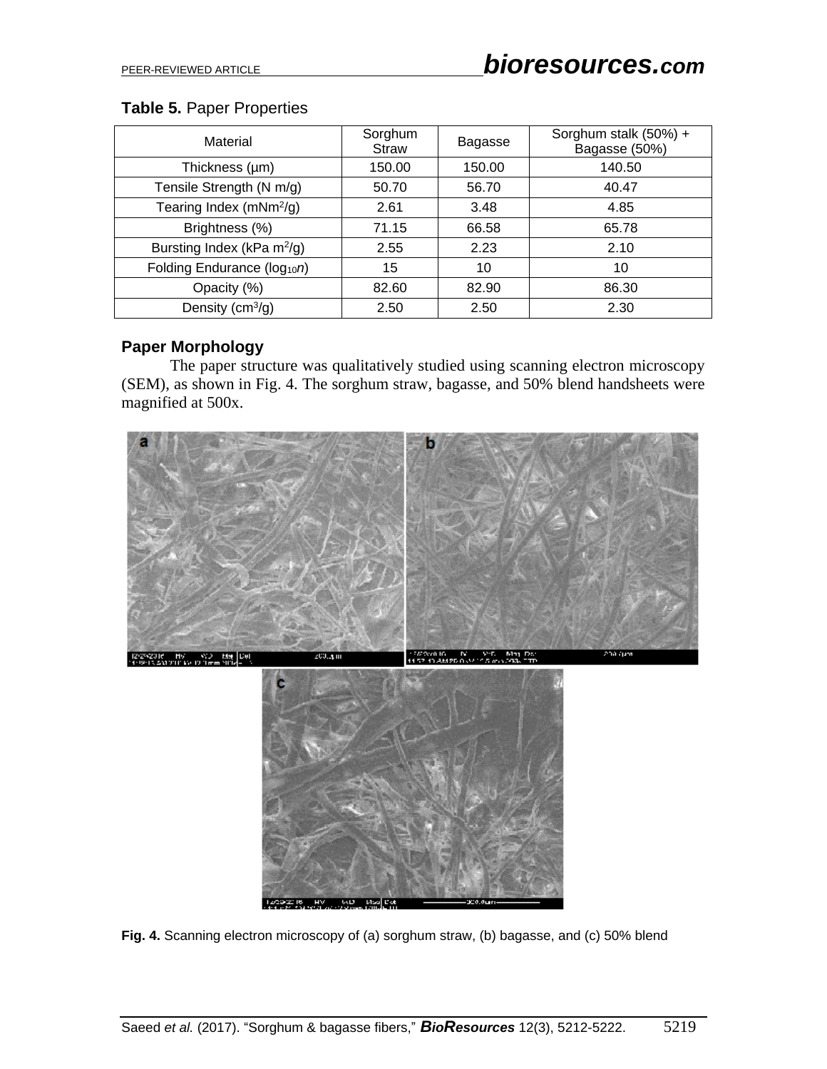**Table 5.** Paper Properties

| Material | Sorghum Straw | Bagasse | Sorghum stalk (50%) + Bagasse (50%) |
|---|---|---|---|
| Thickness (µm) | 150.00 | 150.00 | 140.50 |
| Tensile Strength (N m/g) | 50.70 | 56.70 | 40.47 |
| Tearing Index (mNm$^2$/g) | 2.61 | 3.48 | 4.85 |
| Brightness (%) | 71.15 | 66.58 | 65.78 |
| Bursting Index (kPa m$^2$/g) | 2.55 | 2.23 | 2.10 |
| Folding Endurance ($\log_{10}n$) | 15 | 10 | 10 |
| Opacity (%) | 82.60 | 82.90 | 86.30 |
| Density (cm$^3$/g) | 2.50 | 2.50 | 2.30 |

## Paper Morphology

The paper structure was qualitatively studied using scanning electron microscopy (SEM), as shown in Fig. 4. The sorghum straw, bagasse, and 50% blend handsheets were magnified at 500x.

**Fig. 4.** Scanning electron microscopy of (a) sorghum straw, (b) bagasse, and (c) 50% blend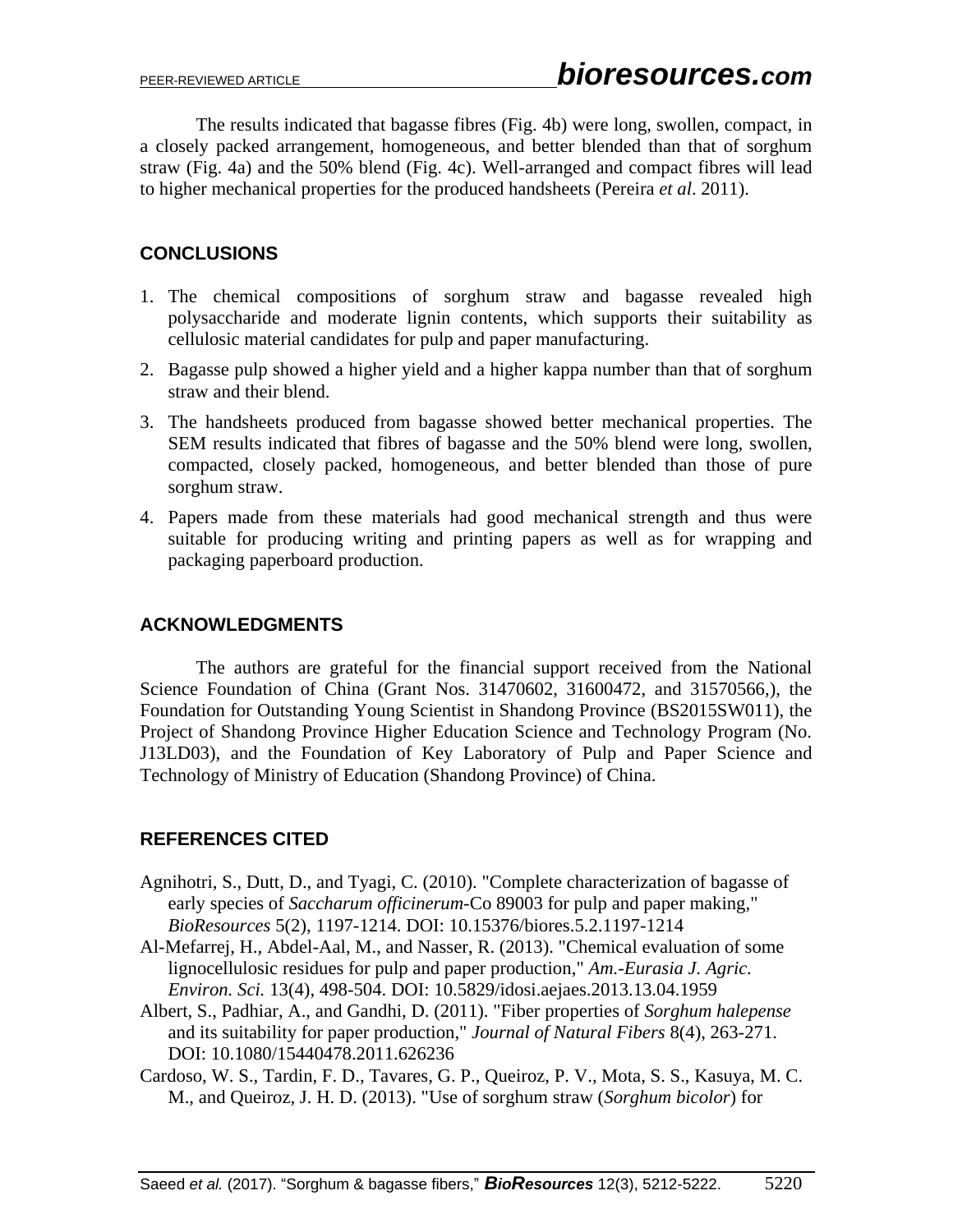The results indicated that bagasse fibres (Fig. 4b) were long, swollen, compact, in a closely packed arrangement, homogeneous, and better blended than that of sorghum straw (Fig. 4a) and the 50% blend (Fig. 4c). Well-arranged and compact fibres will lead to higher mechanical properties for the produced handsheets (Pereira *et al*. 2011).

## CONCLUSIONS

1. The chemical compositions of sorghum straw and bagasse revealed high polysaccharide and moderate lignin contents, which supports their suitability as cellulosic material candidates for pulp and paper manufacturing.
2. Bagasse pulp showed a higher yield and a higher kappa number than that of sorghum straw and their blend.
3. The handsheets produced from bagasse showed better mechanical properties. The SEM results indicated that fibres of bagasse and the 50% blend were long, swollen, compacted, closely packed, homogeneous, and better blended than those of pure sorghum straw.
4. Papers made from these materials had good mechanical strength and thus were suitable for producing writing and printing papers as well as for wrapping and packaging paperboard production.

## ACKNOWLEDGMENTS

The authors are grateful for the financial support received from the National Science Foundation of China (Grant Nos. 31470602, 31600472, and 31570566,), the Foundation for Outstanding Young Scientist in Shandong Province (BS2015SW011), the Project of Shandong Province Higher Education Science and Technology Program (No. J13LD03), and the Foundation of Key Laboratory of Pulp and Paper Science and Technology of Ministry of Education (Shandong Province) of China.

## REFERENCES CITED

Agnihotri, S., Dutt, D., and Tyagi, C. (2010). "Complete characterization of bagasse of early species of *Saccharum officinerum*-Co 89003 for pulp and paper making," *BioResources* 5(2), 1197-1214. DOI: 10.15376/biores.5.2.1197-1214

Al-Mefarrej, H., Abdel-Aal, M., and Nasser, R. (2013). "Chemical evaluation of some lignocellulosic residues for pulp and paper production," *Am.-Eurasia J. Agric. Environ. Sci.* 13(4), 498-504. DOI: 10.5829/idosi.aejaes.2013.13.04.1959

Albert, S., Padhiar, A., and Gandhi, D. (2011). "Fiber properties of *Sorghum halepense* and its suitability for paper production," *Journal of Natural Fibers* 8(4), 263-271. DOI: 10.1080/15440478.2011.626236

Cardoso, W. S., Tardin, F. D., Tavares, G. P., Queiroz, P. V., Mota, S. S., Kasuya, M. C. M., and Queiroz, J. H. D. (2013). "Use of sorghum straw (*Sorghum bicolor*) for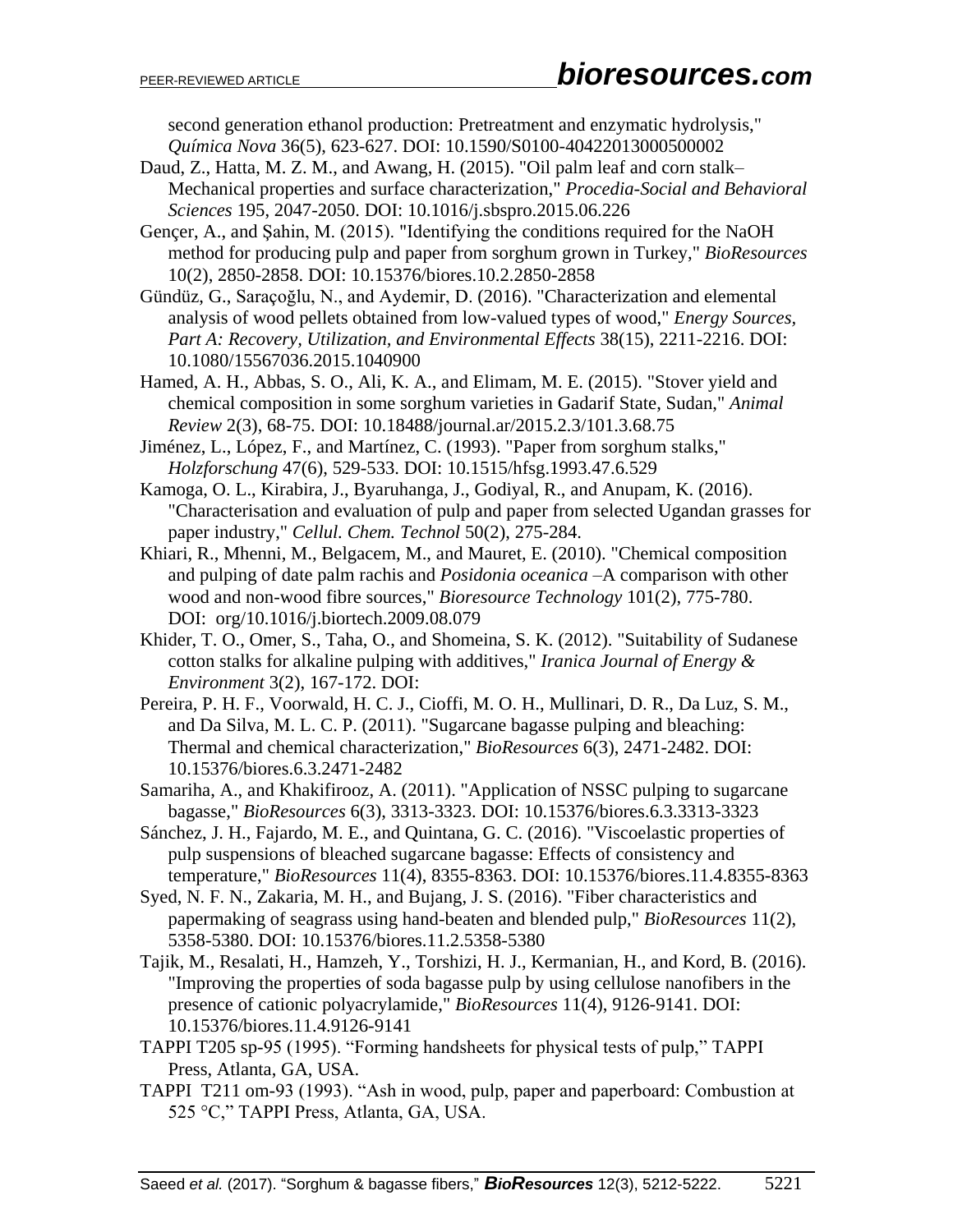second generation ethanol production: Pretreatment and enzymatic hydrolysis," *Química Nova* 36(5), 623-627. DOI: 10.1590/S0100-40422013000500002

Daud, Z., Hatta, M. Z. M., and Awang, H. (2015). "Oil palm leaf and corn stalk– Mechanical properties and surface characterization," *Procedia-Social and Behavioral Sciences* 195, 2047-2050. DOI: 10.1016/j.sbspro.2015.06.226

Gençer, A., and Şahin, M. (2015). "Identifying the conditions required for the NaOH method for producing pulp and paper from sorghum grown in Turkey," *BioResources* 10(2), 2850-2858. DOI: 10.15376/biores.10.2.2850-2858

Gündüz, G., Saraçoğlu, N., and Aydemir, D. (2016). "Characterization and elemental analysis of wood pellets obtained from low-valued types of wood," *Energy Sources, Part A: Recovery, Utilization, and Environmental Effects* 38(15), 2211-2216. DOI: 10.1080/15567036.2015.1040900

Hamed, A. H., Abbas, S. O., Ali, K. A., and Elimam, M. E. (2015). "Stover yield and chemical composition in some sorghum varieties in Gadarif State, Sudan," *Animal Review* 2(3), 68-75. DOI: 10.18488/journal.ar/2015.2.3/101.3.68.75

Jiménez, L., López, F., and Martínez, C. (1993). "Paper from sorghum stalks," *Holzforschung* 47(6), 529-533. DOI: 10.1515/hfsg.1993.47.6.529

Kamoga, O. L., Kirabira, J., Byaruhanga, J., Godiyal, R., and Anupam, K. (2016). "Characterisation and evaluation of pulp and paper from selected Ugandan grasses for paper industry," *Cellul. Chem. Technol* 50(2), 275-284.

Khiari, R., Mhenni, M., Belgacem, M., and Mauret, E. (2010). "Chemical composition and pulping of date palm rachis and *Posidonia oceanica* –A comparison with other wood and non-wood fibre sources," *Bioresource Technology* 101(2), 775-780. DOI: org/10.1016/j.biortech.2009.08.079

Khider, T. O., Omer, S., Taha, O., and Shomeina, S. K. (2012). "Suitability of Sudanese cotton stalks for alkaline pulping with additives," *Iranica Journal of Energy & Environment* 3(2), 167-172. DOI:

Pereira, P. H. F., Voorwald, H. C. J., Cioffi, M. O. H., Mullinari, D. R., Da Luz, S. M., and Da Silva, M. L. C. P. (2011). "Sugarcane bagasse pulping and bleaching: Thermal and chemical characterization," *BioResources* 6(3), 2471-2482. DOI: 10.15376/biores.6.3.2471-2482

Samariha, A., and Khakifirooz, A. (2011). "Application of NSSC pulping to sugarcane bagasse," *BioResources* 6(3), 3313-3323. DOI: 10.15376/biores.6.3.3313-3323

Sánchez, J. H., Fajardo, M. E., and Quintana, G. C. (2016). "Viscoelastic properties of pulp suspensions of bleached sugarcane bagasse: Effects of consistency and temperature," *BioResources* 11(4), 8355-8363. DOI: 10.15376/biores.11.4.8355-8363

Syed, N. F. N., Zakaria, M. H., and Bujang, J. S. (2016). "Fiber characteristics and papermaking of seagrass using hand-beaten and blended pulp," *BioResources* 11(2), 5358-5380. DOI: 10.15376/biores.11.2.5358-5380

Tajik, M., Resalati, H., Hamzeh, Y., Torshizi, H. J., Kermanian, H., and Kord, B. (2016). "Improving the properties of soda bagasse pulp by using cellulose nanofibers in the presence of cationic polyacrylamide," *BioResources* 11(4), 9126-9141. DOI: 10.15376/biores.11.4.9126-9141

TAPPI T205 sp-95 (1995). "Forming handsheets for physical tests of pulp," TAPPI Press, Atlanta, GA, USA.

TAPPI T211 om-93 (1993). "Ash in wood, pulp, paper and paperboard: Combustion at 525 °C," TAPPI Press, Atlanta, GA, USA.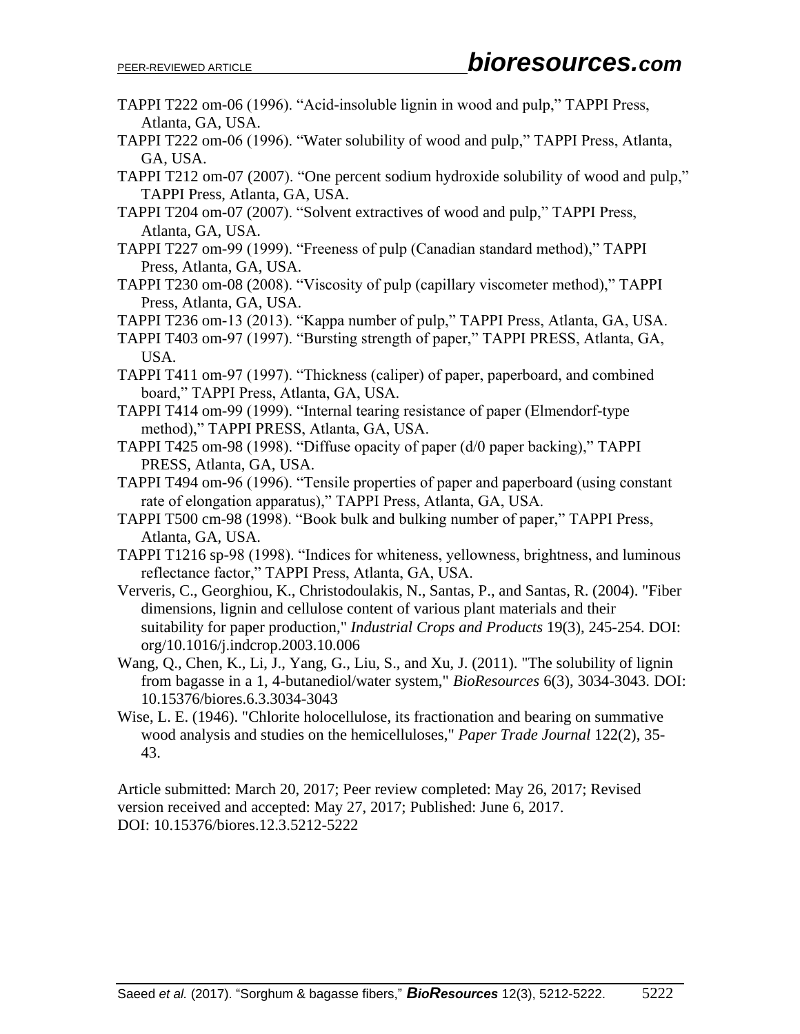TAPPI T222 om-06 (1996). "Acid-insoluble lignin in wood and pulp," TAPPI Press, Atlanta, GA, USA.

TAPPI T222 om-06 (1996). "Water solubility of wood and pulp," TAPPI Press, Atlanta, GA, USA.

TAPPI T212 om-07 (2007). "One percent sodium hydroxide solubility of wood and pulp," TAPPI Press, Atlanta, GA, USA.

TAPPI T204 om-07 (2007). "Solvent extractives of wood and pulp," TAPPI Press, Atlanta, GA, USA.

TAPPI T227 om-99 (1999). "Freeness of pulp (Canadian standard method)," TAPPI Press, Atlanta, GA, USA.

TAPPI T230 om-08 (2008). "Viscosity of pulp (capillary viscometer method)," TAPPI Press, Atlanta, GA, USA.

TAPPI T236 om-13 (2013). "Kappa number of pulp," TAPPI Press, Atlanta, GA, USA.

TAPPI T403 om-97 (1997). "Bursting strength of paper," TAPPI PRESS, Atlanta, GA, USA.

TAPPI T411 om-97 (1997). "Thickness (caliper) of paper, paperboard, and combined board," TAPPI Press, Atlanta, GA, USA.

TAPPI T414 om-99 (1999). "Internal tearing resistance of paper (Elmendorf-type method)," TAPPI PRESS, Atlanta, GA, USA.

TAPPI T425 om-98 (1998). "Diffuse opacity of paper (d/0 paper backing)," TAPPI PRESS, Atlanta, GA, USA.

TAPPI T494 om-96 (1996). "Tensile properties of paper and paperboard (using constant rate of elongation apparatus)," TAPPI Press, Atlanta, GA, USA.

TAPPI T500 cm-98 (1998). "Book bulk and bulking number of paper," TAPPI Press, Atlanta, GA, USA.

TAPPI T1216 sp-98 (1998). "Indices for whiteness, yellowness, brightness, and luminous reflectance factor," TAPPI Press, Atlanta, GA, USA.

Ververis, C., Georghiou, K., Christodoulakis, N., Santas, P., and Santas, R. (2004). "Fiber dimensions, lignin and cellulose content of various plant materials and their suitability for paper production," *Industrial Crops and Products* 19(3), 245-254. DOI: org/10.1016/j.indcrop.2003.10.006

Wang, Q., Chen, K., Li, J., Yang, G., Liu, S., and Xu, J. (2011). "The solubility of lignin from bagasse in a 1, 4-butanediol/water system," *BioResources* 6(3), 3034-3043. DOI: 10.15376/biores.6.3.3034-3043

Wise, L. E. (1946). "Chlorite holocellulose, its fractionation and bearing on summative wood analysis and studies on the hemicelluloses," *Paper Trade Journal* 122(2), 35-43.

Article submitted: March 20, 2017; Peer review completed: May 26, 2017; Revised version received and accepted: May 27, 2017; Published: June 6, 2017.
DOI: 10.15376/biores.12.3.5212-5222